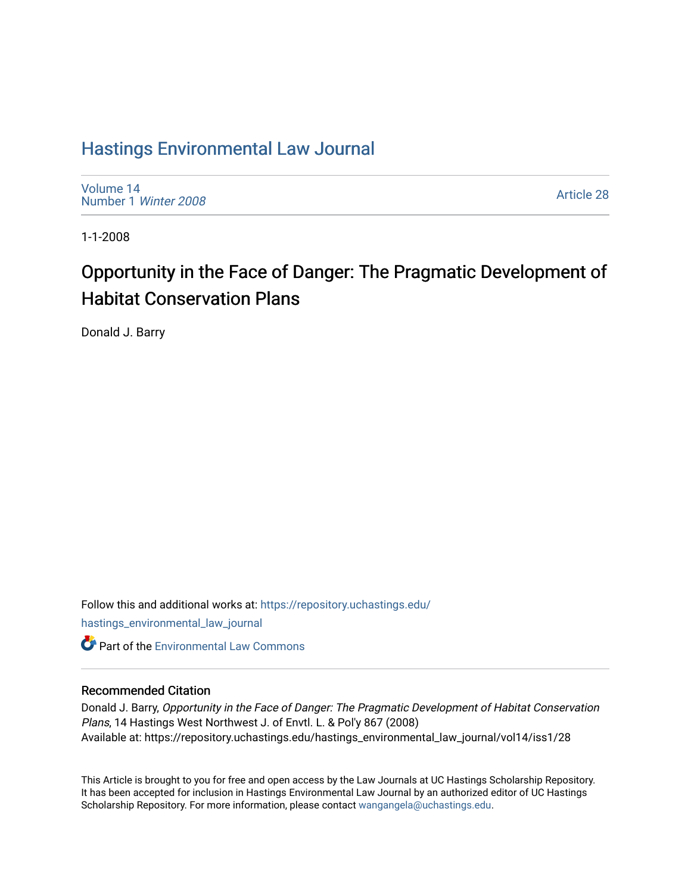# Hastings Environmental Law Journal

Volume 14
Number 1 *Winter 2008*

Article 28

1-1-2008

## Opportunity in the Face of Danger: The Pragmatic Development of Habitat Conservation Plans

Donald J. Barry

Follow this and additional works at: https://repository.uchastings.edu/hastings_environmental_law_journal

Part of the Environmental Law Commons

### Recommended Citation

Donald J. Barry, *Opportunity in the Face of Danger: The Pragmatic Development of Habitat Conservation Plans*, 14 Hastings West Northwest J. of Envtl. L. & Pol'y 867 (2008)
Available at: https://repository.uchastings.edu/hastings_environmental_law_journal/vol14/iss1/28

This Article is brought to you for free and open access by the Law Journals at UC Hastings Scholarship Repository. It has been accepted for inclusion in Hastings Environmental Law Journal by an authorized editor of UC Hastings Scholarship Repository. For more information, please contact wangangela@uchastings.edu.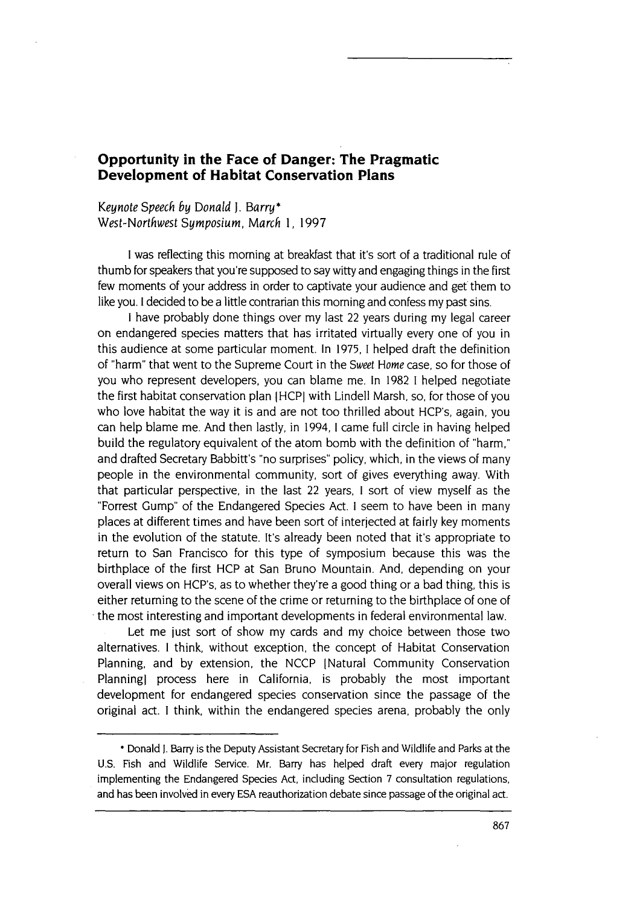## Opportunity in the Face of Danger: The Pragmatic Development of Habitat Conservation Plans

*Keynote Speech by Donald J. Barry\**
*West-Northwest Symposium, March 1, 1997*

I was reflecting this morning at breakfast that it's sort of a traditional rule of thumb for speakers that you're supposed to say witty and engaging things in the first few moments of your address in order to captivate your audience and get them to like you. I decided to be a little contrarian this morning and confess my past sins.

I have probably done things over my last 22 years during my legal career on endangered species matters that has irritated virtually every one of you in this audience at some particular moment. In 1975, I helped draft the definition of "harm" that went to the Supreme Court in the *Sweet Home* case, so for those of you who represent developers, you can blame me. In 1982 I helped negotiate the first habitat conservation plan [HCP] with Lindell Marsh, so, for those of you who love habitat the way it is and are not too thrilled about HCP's, again, you can help blame me. And then lastly, in 1994, I came full circle in having helped build the regulatory equivalent of the atom bomb with the definition of "harm," and drafted Secretary Babbitt's "no surprises" policy, which, in the views of many people in the environmental community, sort of gives everything away. With that particular perspective, in the last 22 years, I sort of view myself as the "Forrest Gump" of the Endangered Species Act. I seem to have been in many places at different times and have been sort of interjected at fairly key moments in the evolution of the statute. It's already been noted that it's appropriate to return to San Francisco for this type of symposium because this was the birthplace of the first HCP at San Bruno Mountain. And, depending on your overall views on HCP's, as to whether they're a good thing or a bad thing, this is either returning to the scene of the crime or returning to the birthplace of one of the most interesting and important developments in federal environmental law.

Let me just sort of show my cards and my choice between those two alternatives. I think, without exception, the concept of Habitat Conservation Planning, and by extension, the NCCP [Natural Community Conservation Planning] process here in California, is probably the most important development for endangered species conservation since the passage of the original act. I think, within the endangered species arena, probably the only

---

\* Donald J. Barry is the Deputy Assistant Secretary for Fish and Wildlife and Parks at the U.S. Fish and Wildlife Service. Mr. Barry has helped draft every major regulation implementing the Endangered Species Act, including Section 7 consultation regulations, and has been involved in every ESA reauthorization debate since passage of the original act.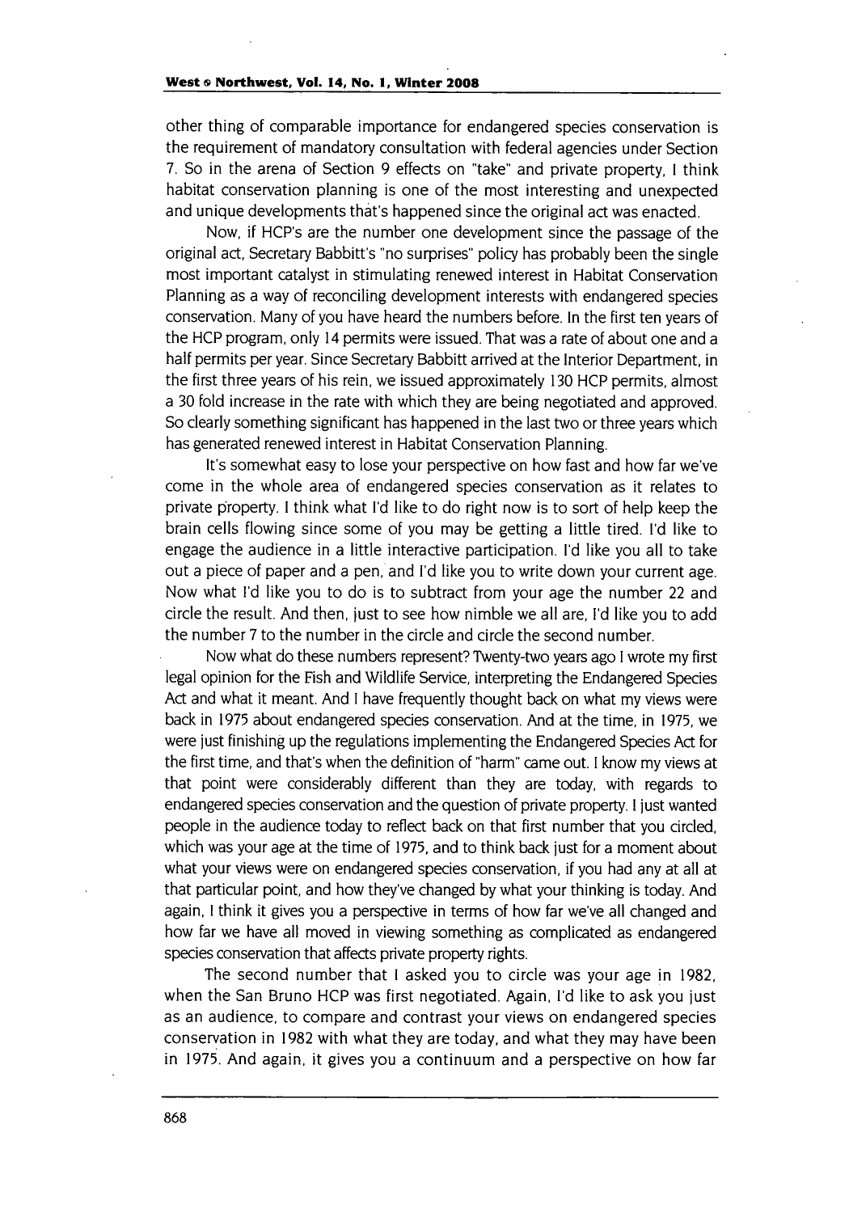other thing of comparable importance for endangered species conservation is the requirement of mandatory consultation with federal agencies under Section 7. So in the arena of Section 9 effects on "take" and private property, I think habitat conservation planning is one of the most interesting and unexpected and unique developments that's happened since the original act was enacted.

Now, if HCP's are the number one development since the passage of the original act, Secretary Babbitt's "no surprises" policy has probably been the single most important catalyst in stimulating renewed interest in Habitat Conservation Planning as a way of reconciling development interests with endangered species conservation. Many of you have heard the numbers before. In the first ten years of the HCP program, only 14 permits were issued. That was a rate of about one and a half permits per year. Since Secretary Babbitt arrived at the Interior Department, in the first three years of his rein, we issued approximately 130 HCP permits, almost a 30 fold increase in the rate with which they are being negotiated and approved. So clearly something significant has happened in the last two or three years which has generated renewed interest in Habitat Conservation Planning.

It's somewhat easy to lose your perspective on how fast and how far we've come in the whole area of endangered species conservation as it relates to private property. I think what I'd like to do right now is to sort of help keep the brain cells flowing since some of you may be getting a little tired. I'd like to engage the audience in a little interactive participation. I'd like you all to take out a piece of paper and a pen, and I'd like you to write down your current age. Now what I'd like you to do is to subtract from your age the number 22 and circle the result. And then, just to see how nimble we all are, I'd like you to add the number 7 to the number in the circle and circle the second number.

Now what do these numbers represent? Twenty-two years ago I wrote my first legal opinion for the Fish and Wildlife Service, interpreting the Endangered Species Act and what it meant. And I have frequently thought back on what my views were back in 1975 about endangered species conservation. And at the time, in 1975, we were just finishing up the regulations implementing the Endangered Species Act for the first time, and that's when the definition of "harm" came out. I know my views at that point were considerably different than they are today, with regards to endangered species conservation and the question of private property. I just wanted people in the audience today to reflect back on that first number that you circled, which was your age at the time of 1975, and to think back just for a moment about what your views were on endangered species conservation, if you had any at all at that particular point, and how they've changed by what your thinking is today. And again, I think it gives you a perspective in terms of how far we've all changed and how far we have all moved in viewing something as complicated as endangered species conservation that affects private property rights.

The second number that I asked you to circle was your age in 1982, when the San Bruno HCP was first negotiated. Again, I'd like to ask you just as an audience, to compare and contrast your views on endangered species conservation in 1982 with what they are today, and what they may have been in 1975. And again, it gives you a continuum and a perspective on how far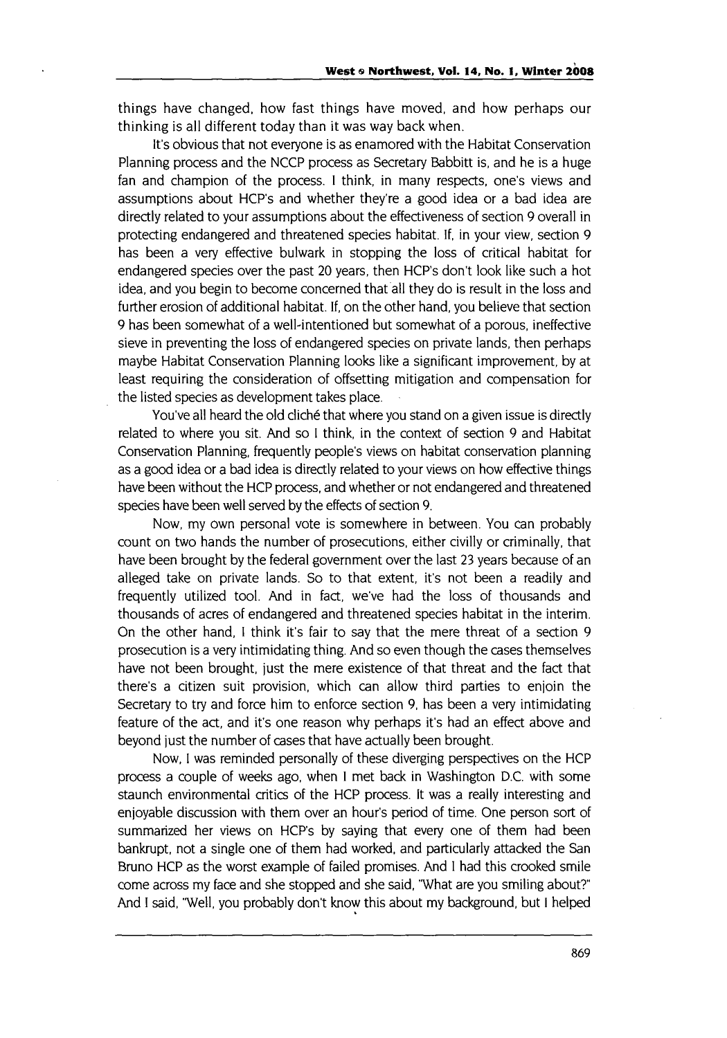things have changed, how fast things have moved, and how perhaps our thinking is all different today than it was way back when.

It's obvious that not everyone is as enamored with the Habitat Conservation Planning process and the NCCP process as Secretary Babbitt is, and he is a huge fan and champion of the process. I think, in many respects, one's views and assumptions about HCP's and whether they're a good idea or a bad idea are directly related to your assumptions about the effectiveness of section 9 overall in protecting endangered and threatened species habitat. If, in your view, section 9 has been a very effective bulwark in stopping the loss of critical habitat for endangered species over the past 20 years, then HCP's don't look like such a hot idea, and you begin to become concerned that all they do is result in the loss and further erosion of additional habitat. If, on the other hand, you believe that section 9 has been somewhat of a well-intentioned but somewhat of a porous, ineffective sieve in preventing the loss of endangered species on private lands, then perhaps maybe Habitat Conservation Planning looks like a significant improvement, by at least requiring the consideration of offsetting mitigation and compensation for the listed species as development takes place.

You've all heard the old cliché that where you stand on a given issue is directly related to where you sit. And so I think, in the context of section 9 and Habitat Conservation Planning, frequently people's views on habitat conservation planning as a good idea or a bad idea is directly related to your views on how effective things have been without the HCP process, and whether or not endangered and threatened species have been well served by the effects of section 9.

Now, my own personal vote is somewhere in between. You can probably count on two hands the number of prosecutions, either civilly or criminally, that have been brought by the federal government over the last 23 years because of an alleged take on private lands. So to that extent, it's not been a readily and frequently utilized tool. And in fact, we've had the loss of thousands and thousands of acres of endangered and threatened species habitat in the interim. On the other hand, I think it's fair to say that the mere threat of a section 9 prosecution is a very intimidating thing. And so even though the cases themselves have not been brought, just the mere existence of that threat and the fact that there's a citizen suit provision, which can allow third parties to enjoin the Secretary to try and force him to enforce section 9, has been a very intimidating feature of the act, and it's one reason why perhaps it's had an effect above and beyond just the number of cases that have actually been brought.

Now, I was reminded personally of these diverging perspectives on the HCP process a couple of weeks ago, when I met back in Washington D.C. with some staunch environmental critics of the HCP process. It was a really interesting and enjoyable discussion with them over an hour's period of time. One person sort of summarized her views on HCP's by saying that every one of them had been bankrupt, not a single one of them had worked, and particularly attacked the San Bruno HCP as the worst example of failed promises. And I had this crooked smile come across my face and she stopped and she said, "What are you smiling about?" And I said, "Well, you probably don't know this about my background, but I helped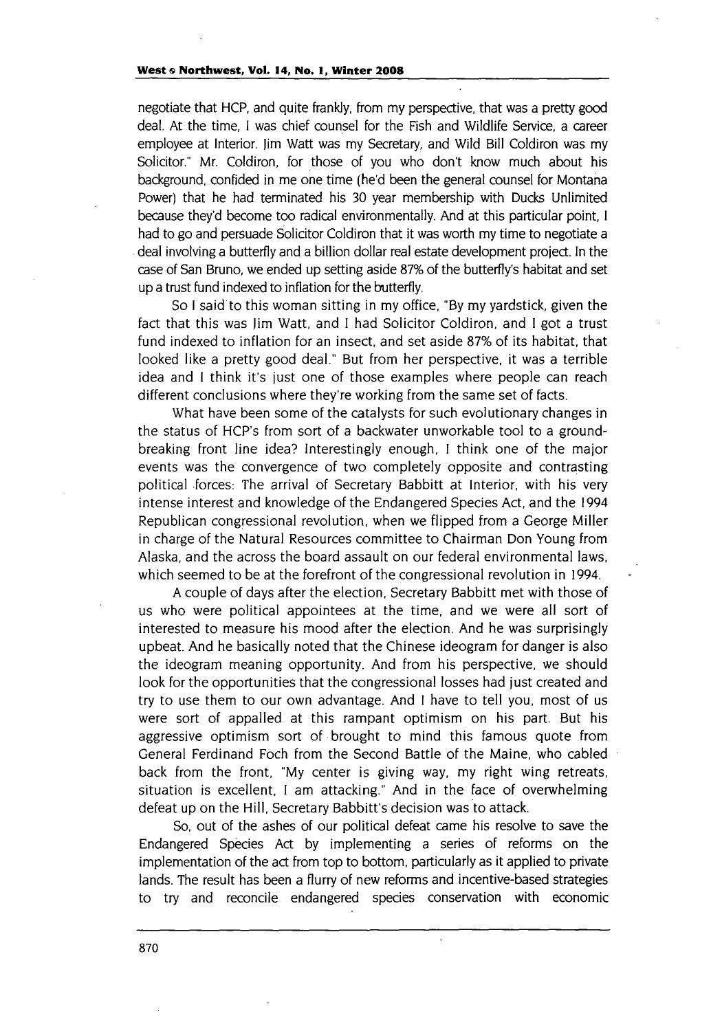negotiate that HCP, and quite frankly, from my perspective, that was a pretty good deal. At the time, I was chief counsel for the Fish and Wildlife Service, a career employee at Interior. Jim Watt was my Secretary, and Wild Bill Coldiron was my Solicitor." Mr. Coldiron, for those of you who don't know much about his background, confided in me one time (he'd been the general counsel for Montana Power) that he had terminated his 30 year membership with Ducks Unlimited because they'd become too radical environmentally. And at this particular point, I had to go and persuade Solicitor Coldiron that it was worth my time to negotiate a deal involving a butterfly and a billion dollar real estate development project. In the case of San Bruno, we ended up setting aside 87% of the butterfly's habitat and set up a trust fund indexed to inflation for the butterfly.

So I said to this woman sitting in my office, "By my yardstick, given the fact that this was Jim Watt, and I had Solicitor Coldiron, and I got a trust fund indexed to inflation for an insect, and set aside 87% of its habitat, that looked like a pretty good deal." But from her perspective, it was a terrible idea and I think it's just one of those examples where people can reach different conclusions where they're working from the same set of facts.

What have been some of the catalysts for such evolutionary changes in the status of HCP's from sort of a backwater unworkable tool to a ground-breaking front line idea? Interestingly enough, I think one of the major events was the convergence of two completely opposite and contrasting political forces: The arrival of Secretary Babbitt at Interior, with his very intense interest and knowledge of the Endangered Species Act, and the 1994 Republican congressional revolution, when we flipped from a George Miller in charge of the Natural Resources committee to Chairman Don Young from Alaska, and the across the board assault on our federal environmental laws, which seemed to be at the forefront of the congressional revolution in 1994.

A couple of days after the election, Secretary Babbitt met with those of us who were political appointees at the time, and we were all sort of interested to measure his mood after the election. And he was surprisingly upbeat. And he basically noted that the Chinese ideogram for danger is also the ideogram meaning opportunity. And from his perspective, we should look for the opportunities that the congressional losses had just created and try to use them to our own advantage. And I have to tell you, most of us were sort of appalled at this rampant optimism on his part. But his aggressive optimism sort of brought to mind this famous quote from General Ferdinand Foch from the Second Battle of the Maine, who cabled back from the front, "My center is giving way, my right wing retreats, situation is excellent, I am attacking." And in the face of overwhelming defeat up on the Hill, Secretary Babbitt's decision was to attack.

So, out of the ashes of our political defeat came his resolve to save the Endangered Species Act by implementing a series of reforms on the implementation of the act from top to bottom, particularly as it applied to private lands. The result has been a flurry of new reforms and incentive-based strategies to try and reconcile endangered species conservation with economic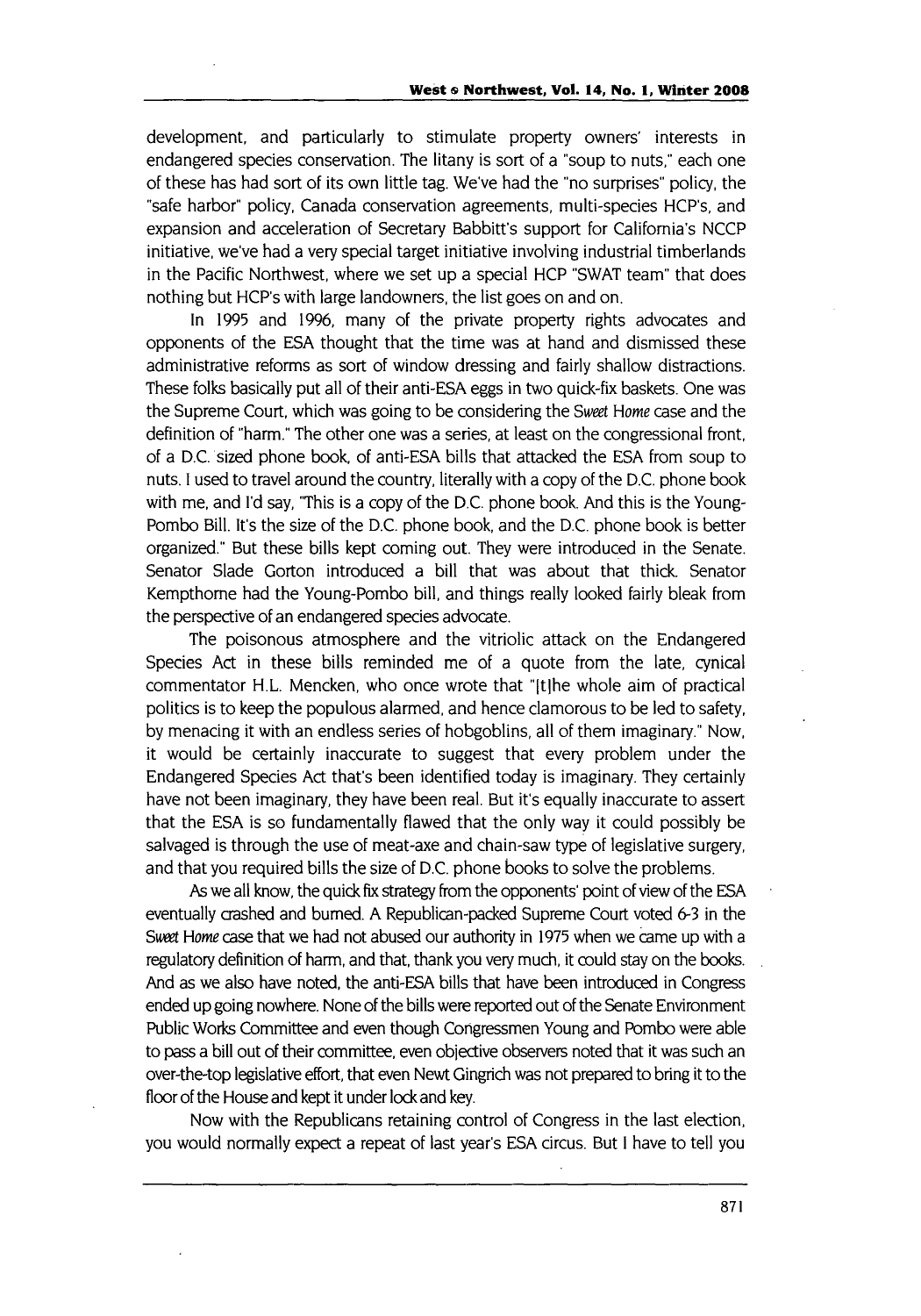development, and particularly to stimulate property owners' interests in endangered species conservation. The litany is sort of a "soup to nuts," each one of these has had sort of its own little tag. We've had the "no surprises" policy, the "safe harbor" policy, Canada conservation agreements, multi-species HCP's, and expansion and acceleration of Secretary Babbitt's support for California's NCCP initiative, we've had a very special target initiative involving industrial timberlands in the Pacific Northwest, where we set up a special HCP "SWAT team" that does nothing but HCP's with large landowners, the list goes on and on.

In 1995 and 1996, many of the private property rights advocates and opponents of the ESA thought that the time was at hand and dismissed these administrative reforms as sort of window dressing and fairly shallow distractions. These folks basically put all of their anti-ESA eggs in two quick-fix baskets. One was the Supreme Court, which was going to be considering the *Sweet Home* case and the definition of "harm." The other one was a series, at least on the congressional front, of a D.C. sized phone book, of anti-ESA bills that attacked the ESA from soup to nuts. I used to travel around the country, literally with a copy of the D.C. phone book with me, and I'd say, "This is a copy of the D.C. phone book. And this is the Young-Pombo Bill. It's the size of the D.C. phone book, and the D.C. phone book is better organized." But these bills kept coming out. They were introduced in the Senate. Senator Slade Gorton introduced a bill that was about that thick. Senator Kempthorne had the Young-Pombo bill, and things really looked fairly bleak from the perspective of an endangered species advocate.

The poisonous atmosphere and the vitriolic attack on the Endangered Species Act in these bills reminded me of a quote from the late, cynical commentator H.L. Mencken, who once wrote that "[t]he whole aim of practical politics is to keep the populous alarmed, and hence clamorous to be led to safety, by menacing it with an endless series of hobgoblins, all of them imaginary." Now, it would be certainly inaccurate to suggest that every problem under the Endangered Species Act that's been identified today is imaginary. They certainly have not been imaginary, they have been real. But it's equally inaccurate to assert that the ESA is so fundamentally flawed that the only way it could possibly be salvaged is through the use of meat-axe and chain-saw type of legislative surgery, and that you required bills the size of D.C. phone books to solve the problems.

As we all know, the quick fix strategy from the opponents' point of view of the ESA eventually crashed and burned. A Republican-packed Supreme Court voted 6-3 in the *Sweet Home* case that we had not abused our authority in 1975 when we came up with a regulatory definition of harm, and that, thank you very much, it could stay on the books. And as we also have noted, the anti-ESA bills that have been introduced in Congress ended up going nowhere. None of the bills were reported out of the Senate Environment Public Works Committee and even though Congressmen Young and Pombo were able to pass a bill out of their committee, even objective observers noted that it was such an over-the-top legislative effort, that even Newt Gingrich was not prepared to bring it to the floor of the House and kept it under lock and key.

Now with the Republicans retaining control of Congress in the last election, you would normally expect a repeat of last year's ESA circus. But I have to tell you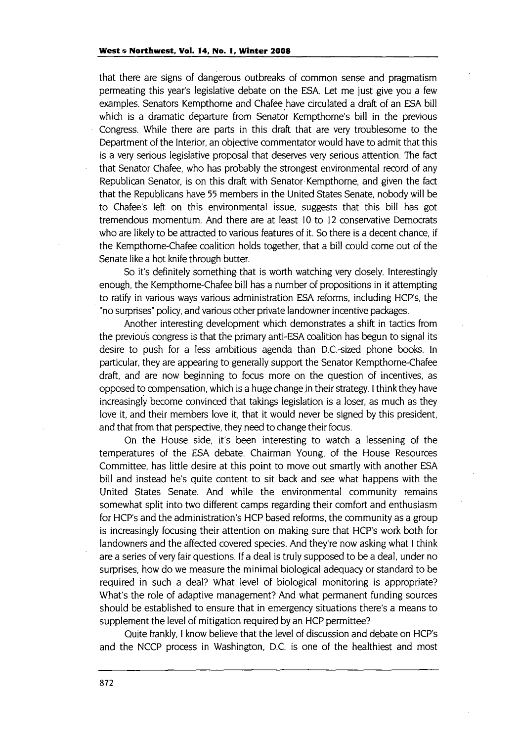that there are signs of dangerous outbreaks of common sense and pragmatism permeating this year's legislative debate on the ESA. Let me just give you a few examples. Senators Kempthorne and Chafee have circulated a draft of an ESA bill which is a dramatic departure from Senator Kempthorne's bill in the previous Congress. While there are parts in this draft that are very troublesome to the Department of the Interior, an objective commentator would have to admit that this is a very serious legislative proposal that deserves very serious attention. The fact that Senator Chafee, who has probably the strongest environmental record of any Republican Senator, is on this draft with Senator Kempthorne, and given the fact that the Republicans have 55 members in the United States Senate, nobody will be to Chafee's left on this environmental issue, suggests that this bill has got tremendous momentum. And there are at least 10 to 12 conservative Democrats who are likely to be attracted to various features of it. So there is a decent chance, if the Kempthorne-Chafee coalition holds together, that a bill could come out of the Senate like a hot knife through butter.

So it's definitely something that is worth watching very closely. Interestingly enough, the Kempthorne-Chafee bill has a number of propositions in it attempting to ratify in various ways various administration ESA reforms, including HCP's, the "no surprises" policy, and various other private landowner incentive packages.

Another interesting development which demonstrates a shift in tactics from the previous congress is that the primary anti-ESA coalition has begun to signal its desire to push for a less ambitious agenda than D.C.-sized phone books. In particular, they are appearing to generally support the Senator Kempthorne-Chafee draft, and are now beginning to focus more on the question of incentives, as opposed to compensation, which is a huge change in their strategy. I think they have increasingly become convinced that takings legislation is a loser, as much as they love it, and their members love it, that it would never be signed by this president, and that from that perspective, they need to change their focus.

On the House side, it's been interesting to watch a lessening of the temperatures of the ESA debate. Chairman Young, of the House Resources Committee, has little desire at this point to move out smartly with another ESA bill and instead he's quite content to sit back and see what happens with the United States Senate. And while the environmental community remains somewhat split into two different camps regarding their comfort and enthusiasm for HCP's and the administration's HCP based reforms, the community as a group is increasingly focusing their attention on making sure that HCP's work both for landowners and the affected covered species. And they're now asking what I think are a series of very fair questions. If a deal is truly supposed to be a deal, under no surprises, how do we measure the minimal biological adequacy or standard to be required in such a deal? What level of biological monitoring is appropriate? What's the role of adaptive management? And what permanent funding sources should be established to ensure that in emergency situations there's a means to supplement the level of mitigation required by an HCP permittee?

Quite frankly, I know believe that the level of discussion and debate on HCP's and the NCCP process in Washington, D.C. is one of the healthiest and most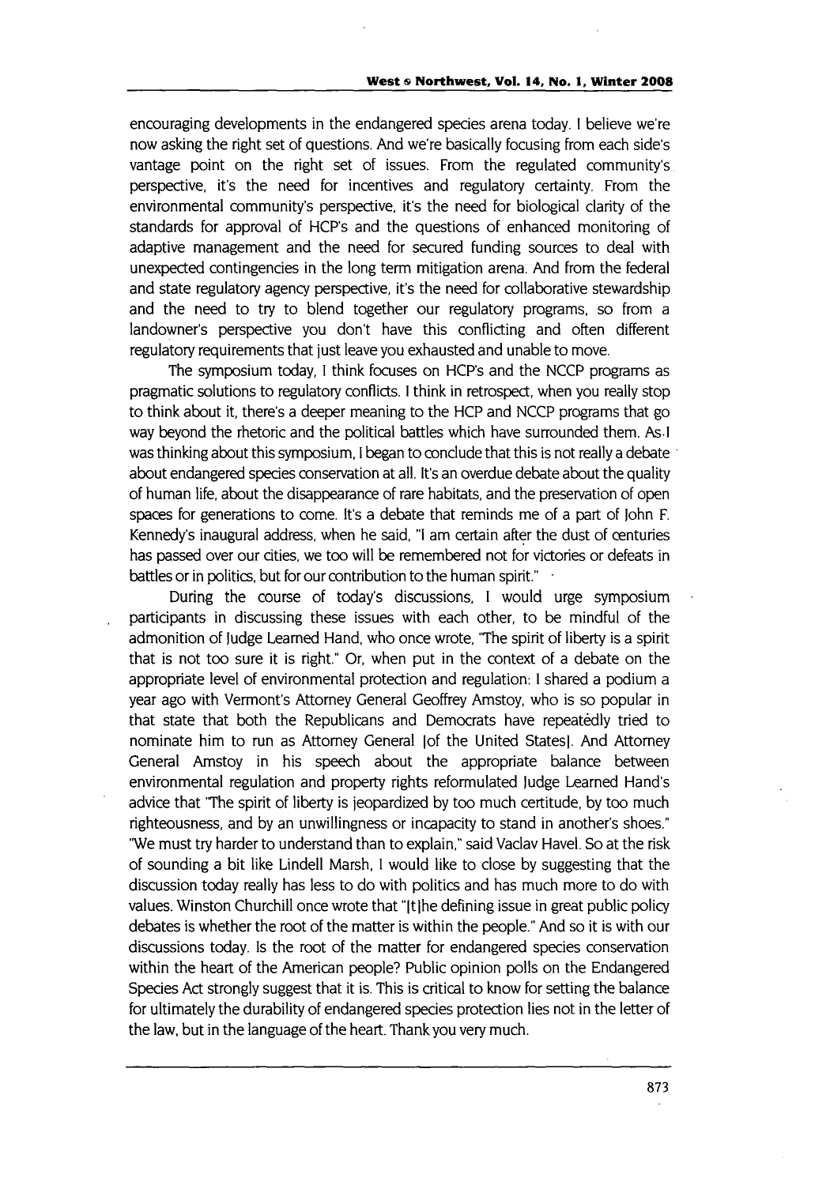encouraging developments in the endangered species arena today. I believe we're now asking the right set of questions. And we're basically focusing from each side's vantage point on the right set of issues. From the regulated community's perspective, it's the need for incentives and regulatory certainty. From the environmental community's perspective, it's the need for biological clarity of the standards for approval of HCP's and the questions of enhanced monitoring of adaptive management and the need for secured funding sources to deal with unexpected contingencies in the long term mitigation arena. And from the federal and state regulatory agency perspective, it's the need for collaborative stewardship and the need to try to blend together our regulatory programs, so from a landowner's perspective you don't have this conflicting and often different regulatory requirements that just leave you exhausted and unable to move.

The symposium today, I think focuses on HCP's and the NCCP programs as pragmatic solutions to regulatory conflicts. I think in retrospect, when you really stop to think about it, there's a deeper meaning to the HCP and NCCP programs that go way beyond the rhetoric and the political battles which have surrounded them. As I was thinking about this symposium, I began to conclude that this is not really a debate about endangered species conservation at all. It's an overdue debate about the quality of human life, about the disappearance of rare habitats, and the preservation of open spaces for generations to come. It's a debate that reminds me of a part of John F. Kennedy's inaugural address, when he said, "I am certain after the dust of centuries has passed over our cities, we too will be remembered not for victories or defeats in battles or in politics, but for our contribution to the human spirit."

During the course of today's discussions, I would urge symposium participants in discussing these issues with each other, to be mindful of the admonition of Judge Learned Hand, who once wrote, "The spirit of liberty is a spirit that is not too sure it is right." Or, when put in the context of a debate on the appropriate level of environmental protection and regulation: I shared a podium a year ago with Vermont's Attorney General Geoffrey Amstoy, who is so popular in that state that both the Republicans and Democrats have repeatedly tried to nominate him to run as Attorney General [of the United States]. And Attorney General Amstoy in his speech about the appropriate balance between environmental regulation and property rights reformulated Judge Learned Hand's advice that "The spirit of liberty is jeopardized by too much certitude, by too much righteousness, and by an unwillingness or incapacity to stand in another's shoes." "We must try harder to understand than to explain," said Vaclav Havel. So at the risk of sounding a bit like Lindell Marsh, I would like to close by suggesting that the discussion today really has less to do with politics and has much more to do with values. Winston Churchill once wrote that "[t]he defining issue in great public policy debates is whether the root of the matter is within the people." And so it is with our discussions today. Is the root of the matter for endangered species conservation within the heart of the American people? Public opinion polls on the Endangered Species Act strongly suggest that it is. This is critical to know for setting the balance for ultimately the durability of endangered species protection lies not in the letter of the law, but in the language of the heart. Thank you very much.